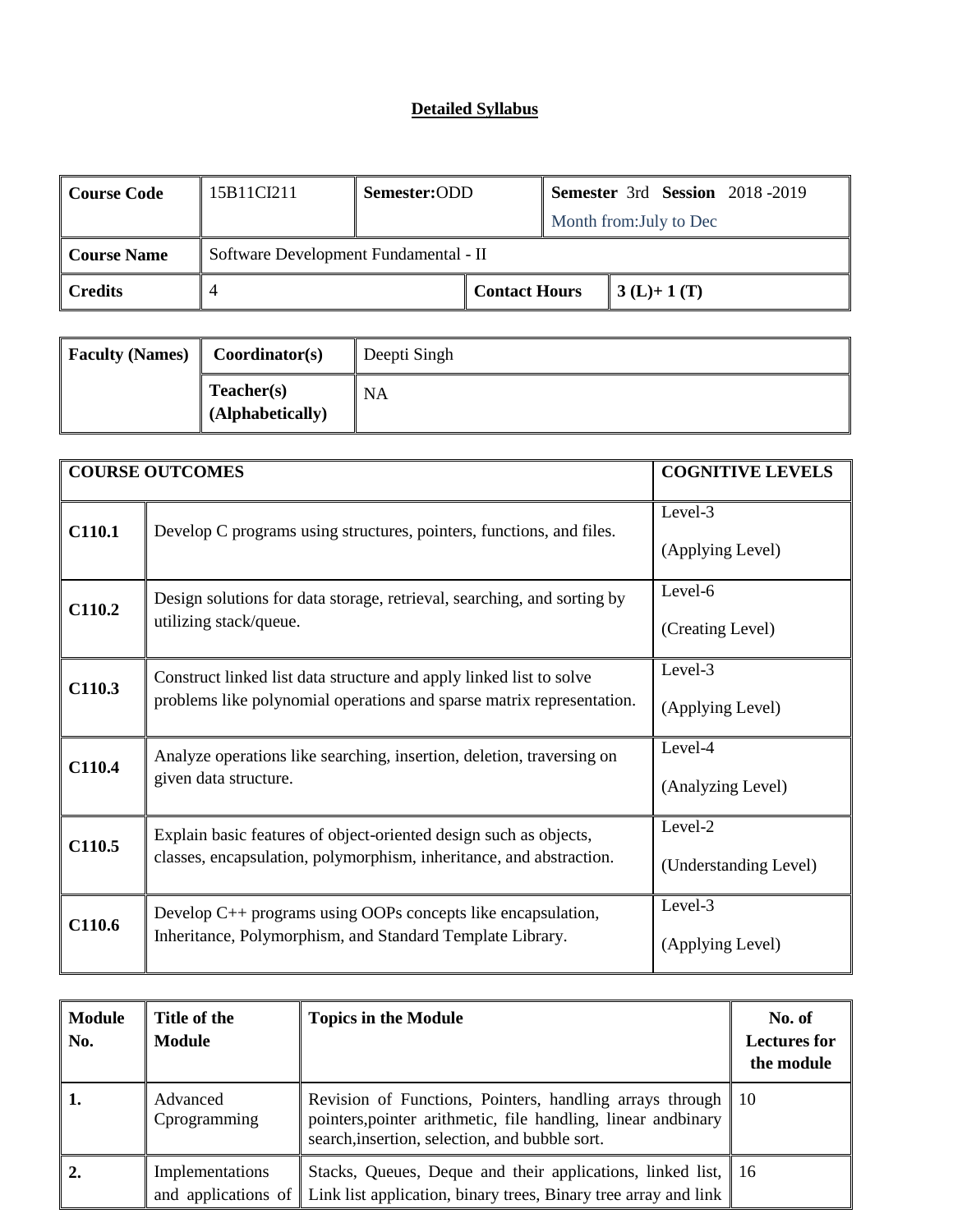**Detailed Syllabus**

| Course Code | 15B11CI211 | Semester:ODD | Semester 3rd Session 2018 -2019<br>Month from:July to Dec |
|---|---|---|---|
| Course Name | Software Development Fundamental - II | | |
| Credits | 4 | Contact Hours | 3 (L)+ 1 (T) |

| Faculty (Names) | Coordinator(s) | Deepti Singh |
|---|---|---|
| | Teacher(s) (Alphabetically) | NA |

| COURSE OUTCOMES | | COGNITIVE LEVELS |
|---|---|---|
| C110.1 | Develop C programs using structures, pointers, functions, and files. | Level-3 (Applying Level) |
| C110.2 | Design solutions for data storage, retrieval, searching, and sorting by utilizing stack/queue. | Level-6 (Creating Level) |
| C110.3 | Construct linked list data structure and apply linked list to solve problems like polynomial operations and sparse matrix representation. | Level-3 (Applying Level) |
| C110.4 | Analyze operations like searching, insertion, deletion, traversing on given data structure. | Level-4 (Analyzing Level) |
| C110.5 | Explain basic features of object-oriented design such as objects, classes, encapsulation, polymorphism, inheritance, and abstraction. | Level-2 (Understanding Level) |
| C110.6 | Develop C++ programs using OOPs concepts like encapsulation, Inheritance, Polymorphism, and Standard Template Library. | Level-3 (Applying Level) |

| Module No. | Title of the Module | Topics in the Module | No. of Lectures for the module |
|---|---|---|---|
| 1. | Advanced Cprogramming | Revision of Functions, Pointers, handling arrays through pointers,pointer arithmetic, file handling, linear andbinary search,insertion, selection, and bubble sort. | 10 |
| 2. | Implementations and applications of | Stacks, Queues, Deque and their applications, linked list, Link list application, binary trees, Binary tree array and link | 16 |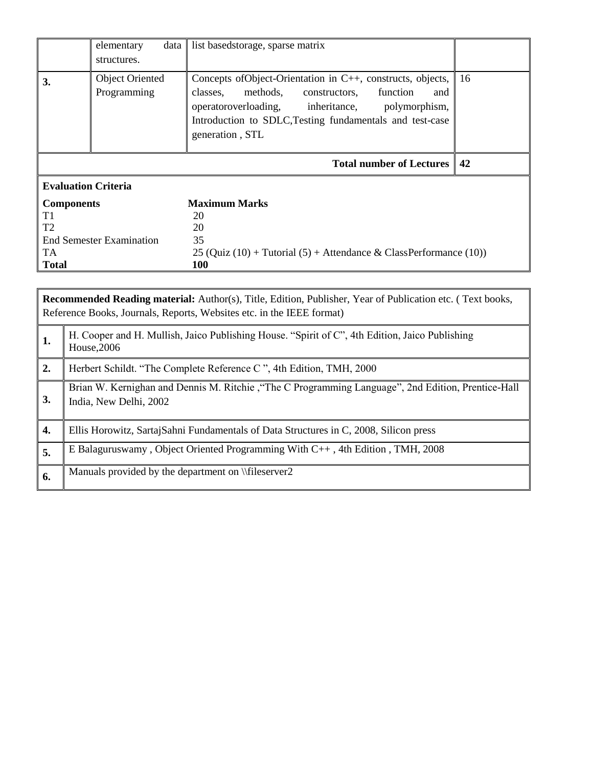| | | | |
|---|---|---|---|
| | elementary data structures. | list basedstorage, sparse matrix | |
| **3.** | Object Oriented Programming | Concepts ofObject-Orientation in C++, constructs, objects, classes, methods, constructors, function and operatoroverloading, inheritance, polymorphism, Introduction to SDLC,Testing fundamentals and test-case generation , STL | 16 |
| | | **Total number of Lectures** | **42** |

**Evaluation Criteria**

| **Components** | **Maximum Marks** |
|---|---|
| T1 | 20 |
| T2 | 20 |
| End Semester Examination | 35 |
| TA | 25 (Quiz (10) + Tutorial (5) + Attendance & ClassPerformance (10)) |
| **Total** | **100** |

**Recommended Reading material:** Author(s), Title, Edition, Publisher, Year of Publication etc. ( Text books, Reference Books, Journals, Reports, Websites etc. in the IEEE format)

| | |
|---|---|
| **1.** | H. Cooper and H. Mullish, Jaico Publishing House. "Spirit of C", 4th Edition, Jaico Publishing House,2006 |
| **2.** | Herbert Schildt. "The Complete Reference C ", 4th Edition, TMH, 2000 |
| **3.** | Brian W. Kernighan and Dennis M. Ritchie ,"The C Programming Language", 2nd Edition, Prentice-Hall India, New Delhi, 2002 |
| **4.** | Ellis Horowitz, SartajSahni Fundamentals of Data Structures in C, 2008, Silicon press |
| **5.** | E Balaguruswamy , Object Oriented Programming With C++ , 4th Edition , TMH, 2008 |
| **6.** | Manuals provided by the department on \\fileserver2 |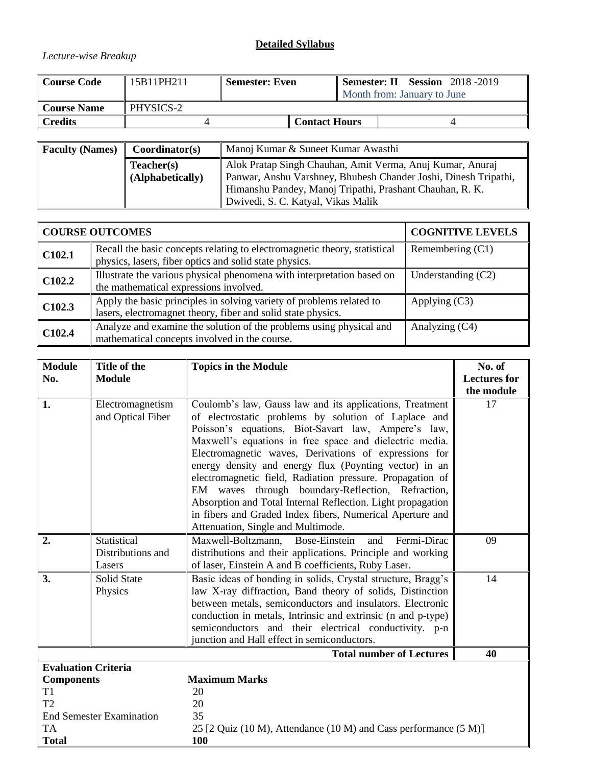## Detailed Syllabus

*Lecture-wise Breakup*

| Course Code | 15B11PH211 | Semester: Even | | Semester: II Session 2018 -2019<br>Month from: January to June |
|---|---|---|---|---|
| Course Name | PHYSICS-2 | | | |
| Credits | 4 | | Contact Hours | 4 |

| Faculty (Names) | Coordinator(s) | Manoj Kumar & Suneet Kumar Awasthi |
|---|---|---|
| | Teacher(s) (Alphabetically) | Alok Pratap Singh Chauhan, Amit Verma, Anuj Kumar, Anuraj Panwar, Anshu Varshney, Bhubesh Chander Joshi, Dinesh Tripathi, Himanshu Pandey, Manoj Tripathi, Prashant Chauhan, R. K. Dwivedi, S. C. Katyal, Vikas Malik |

| COURSE OUTCOMES | | COGNITIVE LEVELS |
|---|---|---|
| C102.1 | Recall the basic concepts relating to electromagnetic theory, statistical physics, lasers, fiber optics and solid state physics. | Remembering (C1) |
| C102.2 | Illustrate the various physical phenomena with interpretation based on the mathematical expressions involved. | Understanding (C2) |
| C102.3 | Apply the basic principles in solving variety of problems related to lasers, electromagnet theory, fiber and solid state physics. | Applying (C3) |
| C102.4 | Analyze and examine the solution of the problems using physical and mathematical concepts involved in the course. | Analyzing (C4) |

| Module No. | Title of the Module | Topics in the Module | No. of Lectures for the module |
|---|---|---|---|
| 1. | Electromagnetism and Optical Fiber | Coulomb's law, Gauss law and its applications, Treatment of electrostatic problems by solution of Laplace and Poisson's equations, Biot-Savart law, Ampere's law, Maxwell's equations in free space and dielectric media. Electromagnetic waves, Derivations of expressions for energy density and energy flux (Poynting vector) in an electromagnetic field, Radiation pressure. Propagation of EM waves through boundary-Reflection, Refraction, Absorption and Total Internal Reflection. Light propagation in fibers and Graded Index fibers, Numerical Aperture and Attenuation, Single and Multimode. | 17 |
| 2. | Statistical Distributions and Lasers | Maxwell-Boltzmann, Bose-Einstein and Fermi-Dirac distributions and their applications. Principle and working of laser, Einstein A and B coefficients, Ruby Laser. | 09 |
| 3. | Solid State Physics | Basic ideas of bonding in solids, Crystal structure, Bragg's law X-ray diffraction, Band theory of solids, Distinction between metals, semiconductors and insulators. Electronic conduction in metals, Intrinsic and extrinsic (n and p-type) semiconductors and their electrical conductivity. p-n junction and Hall effect in semiconductors. | 14 |
| | | **Total number of Lectures** | **40** |

**Evaluation Criteria**

| Components | Maximum Marks |
|---|---|
| T1 | 20 |
| T2 | 20 |
| End Semester Examination | 35 |
| TA | 25 [2 Quiz (10 M), Attendance (10 M) and Cass performance (5 M)] |
| **Total** | **100** |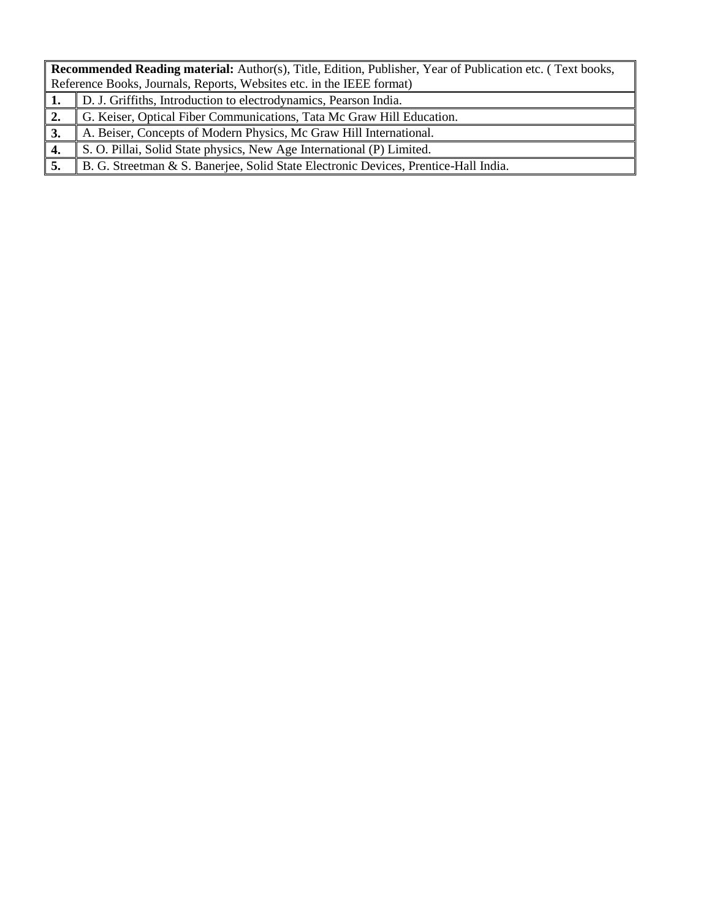| **Recommended Reading material:** Author(s), Title, Edition, Publisher, Year of Publication etc. ( Text books, Reference Books, Journals, Reports, Websites etc. in the IEEE format) | |
|---|---|
| **1.** | D. J. Griffiths, Introduction to electrodynamics, Pearson India. |
| **2.** | G. Keiser, Optical Fiber Communications, Tata Mc Graw Hill Education. |
| **3.** | A. Beiser, Concepts of Modern Physics, Mc Graw Hill International. |
| **4.** | S. O. Pillai, Solid State physics, New Age International (P) Limited. |
| **5.** | B. G. Streetman & S. Banerjee, Solid State Electronic Devices, Prentice-Hall India. |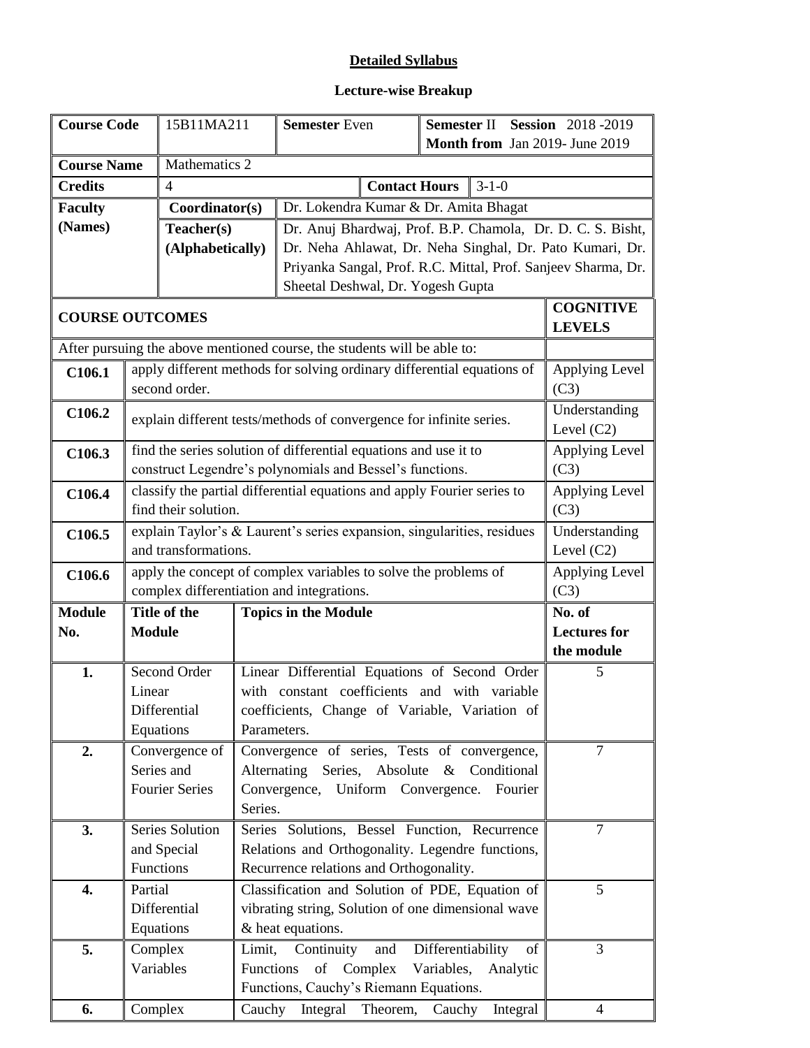**Detailed Syllabus**

**Lecture-wise Breakup**

| **Course Code** | 15B11MA211 | **Semester** Even | **Semester** II **Session** 2018 -2019 **Month from** Jan 2019- June 2019 |
|---|---|---|---|
| **Course Name** | Mathematics 2 | | |
| **Credits** | 4 | **Contact Hours** | 3-1-0 |
| **Faculty (Names)** | **Coordinator(s)** | Dr. Lokendra Kumar & Dr. Amita Bhagat | |
| | **Teacher(s) (Alphabetically)** | Dr. Anuj Bhardwaj, Prof. B.P. Chamola, Dr. D. C. S. Bisht, Dr. Neha Ahlawat, Dr. Neha Singhal, Dr. Pato Kumari, Dr. Priyanka Sangal, Prof. R.C. Mittal, Prof. Sanjeev Sharma, Dr. Sheetal Deshwal, Dr. Yogesh Gupta | |

| **COURSE OUTCOMES** | | **COGNITIVE LEVELS** |
|---|---|---|
| After pursuing the above mentioned course, the students will be able to: | | |
| **C106.1** | apply different methods for solving ordinary differential equations of second order. | Applying Level (C3) |
| **C106.2** | explain different tests/methods of convergence for infinite series. | Understanding Level (C2) |
| **C106.3** | find the series solution of differential equations and use it to construct Legendre's polynomials and Bessel's functions. | Applying Level (C3) |
| **C106.4** | classify the partial differential equations and apply Fourier series to find their solution. | Applying Level (C3) |
| **C106.5** | explain Taylor's & Laurent's series expansion, singularities, residues and transformations. | Understanding Level (C2) |
| **C106.6** | apply the concept of complex variables to solve the problems of complex differentiation and integrations. | Applying Level (C3) |

| **Module No.** | **Title of the Module** | **Topics in the Module** | **No. of Lectures for the module** |
|---|---|---|---|
| **1.** | Second Order Linear Differential Equations | Linear Differential Equations of Second Order with constant coefficients and with variable coefficients, Change of Variable, Variation of Parameters. | 5 |
| **2.** | Convergence of Series and Fourier Series | Convergence of series, Tests of convergence, Alternating Series, Absolute & Conditional Convergence, Uniform Convergence. Fourier Series. | 7 |
| **3.** | Series Solution and Special Functions | Series Solutions, Bessel Function, Recurrence Relations and Orthogonality. Legendre functions, Recurrence relations and Orthogonality. | 7 |
| **4.** | Partial Differential Equations | Classification and Solution of PDE, Equation of vibrating string, Solution of one dimensional wave & heat equations. | 5 |
| **5.** | Complex Variables | Limit, Continuity and Differentiability of Functions of Complex Variables, Analytic Functions, Cauchy's Riemann Equations. | 3 |
| **6.** | Complex | Cauchy Integral Theorem, Cauchy Integral | 4 |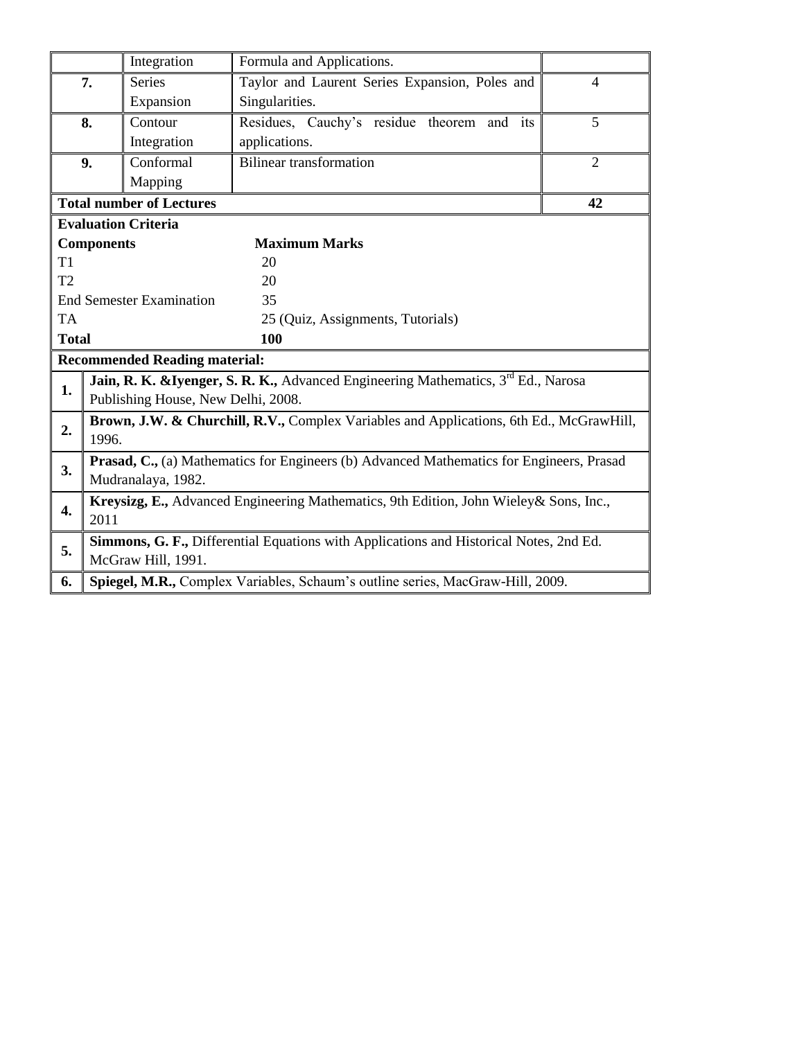|  | Integration | Formula and Applications. |  |
|---|---|---|---|
| **7.** | Series Expansion | Taylor and Laurent Series Expansion, Poles and Singularities. | 4 |
| **8.** | Contour Integration | Residues, Cauchy's residue theorem and its applications. | 5 |
| **9.** | Conformal Mapping | Bilinear transformation | 2 |
| **Total number of Lectures** | | | **42** |

**Evaluation Criteria**

| **Components** | **Maximum Marks** |
|---|---|
| T1 | 20 |
| T2 | 20 |
| End Semester Examination | 35 |
| TA | 25 (Quiz, Assignments, Tutorials) |
| **Total** | **100** |

**Recommended Reading material:**

| | |
|---|---|
| **1.** | **Jain, R. K. &Iyenger, S. R. K.,** Advanced Engineering Mathematics, 3rd Ed., Narosa Publishing House, New Delhi, 2008. |
| **2.** | **Brown, J.W. & Churchill, R.V.,** Complex Variables and Applications, 6th Ed., McGrawHill, 1996. |
| **3.** | **Prasad, C.,** (a) Mathematics for Engineers (b) Advanced Mathematics for Engineers, Prasad Mudranalaya, 1982. |
| **4.** | **Kreysizg, E.,** Advanced Engineering Mathematics, 9th Edition, John Wieley& Sons, Inc., 2011 |
| **5.** | **Simmons, G. F.,** Differential Equations with Applications and Historical Notes, 2nd Ed. McGraw Hill, 1991. |
| **6.** | **Spiegel, M.R.,** Complex Variables, Schaum's outline series, MacGraw-Hill, 2009. |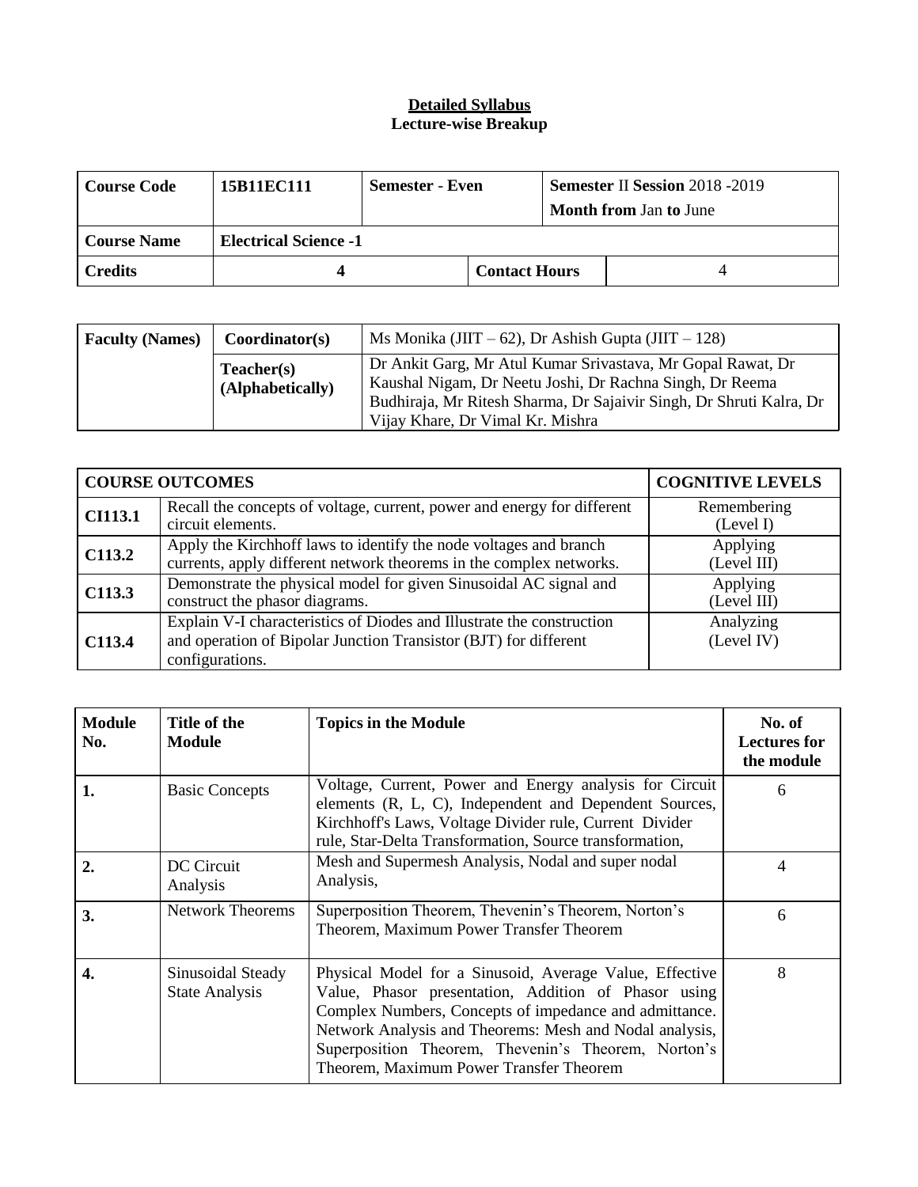**Detailed Syllabus**
**Lecture-wise Breakup**

| Course Code | 15B11EC111 | Semester - Even | Semester II Session 2018 -2019<br>Month from Jan to June |
|---|---|---|---|
| Course Name | Electrical Science -1 | | |
| Credits | 4 | Contact Hours | 4 |

| Faculty (Names) | Coordinator(s) | Ms Monika (JIIT – 62), Dr Ashish Gupta (JIIT – 128) |
|---|---|---|
| | Teacher(s) (Alphabetically) | Dr Ankit Garg, Mr Atul Kumar Srivastava, Mr Gopal Rawat, Dr Kaushal Nigam, Dr Neetu Joshi, Dr Rachna Singh, Dr Reema Budhiraja, Mr Ritesh Sharma, Dr Sajaivir Singh, Dr Shruti Kalra, Dr Vijay Khare, Dr Vimal Kr. Mishra |

| COURSE OUTCOMES | | COGNITIVE LEVELS |
|---|---|---|
| CI113.1 | Recall the concepts of voltage, current, power and energy for different circuit elements. | Remembering (Level I) |
| C113.2 | Apply the Kirchhoff laws to identify the node voltages and branch currents, apply different network theorems in the complex networks. | Applying (Level III) |
| C113.3 | Demonstrate the physical model for given Sinusoidal AC signal and construct the phasor diagrams. | Applying (Level III) |
| C113.4 | Explain V-I characteristics of Diodes and Illustrate the construction and operation of Bipolar Junction Transistor (BJT) for different configurations. | Analyzing (Level IV) |

| Module No. | Title of the Module | Topics in the Module | No. of Lectures for the module |
|---|---|---|---|
| 1. | Basic Concepts | Voltage, Current, Power and Energy analysis for Circuit elements (R, L, C), Independent and Dependent Sources, Kirchhoff's Laws, Voltage Divider rule, Current Divider rule, Star-Delta Transformation, Source transformation, | 6 |
| 2. | DC Circuit Analysis | Mesh and Supermesh Analysis, Nodal and super nodal Analysis, | 4 |
| 3. | Network Theorems | Superposition Theorem, Thevenin's Theorem, Norton's Theorem, Maximum Power Transfer Theorem | 6 |
| 4. | Sinusoidal Steady State Analysis | Physical Model for a Sinusoid, Average Value, Effective Value, Phasor presentation, Addition of Phasor using Complex Numbers, Concepts of impedance and admittance. Network Analysis and Theorems: Mesh and Nodal analysis, Superposition Theorem, Thevenin's Theorem, Norton's Theorem, Maximum Power Transfer Theorem | 8 |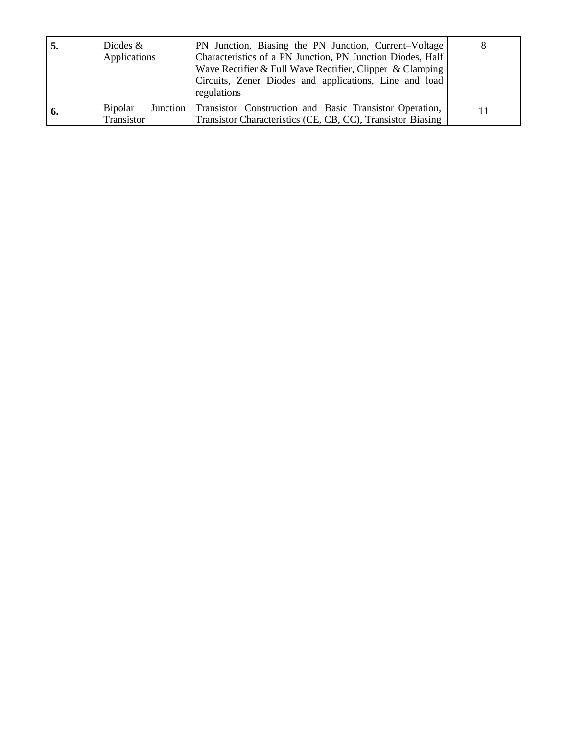| | | | |
|---|---|---|---|
| **5.** | Diodes & Applications | PN Junction, Biasing the PN Junction, Current–Voltage Characteristics of a PN Junction, PN Junction Diodes, Half Wave Rectifier & Full Wave Rectifier, Clipper & Clamping Circuits, Zener Diodes and applications, Line and load regulations | 8 |
| **6.** | Bipolar Junction Transistor | Transistor Construction and Basic Transistor Operation, Transistor Characteristics (CE, CB, CC), Transistor Biasing | 11 |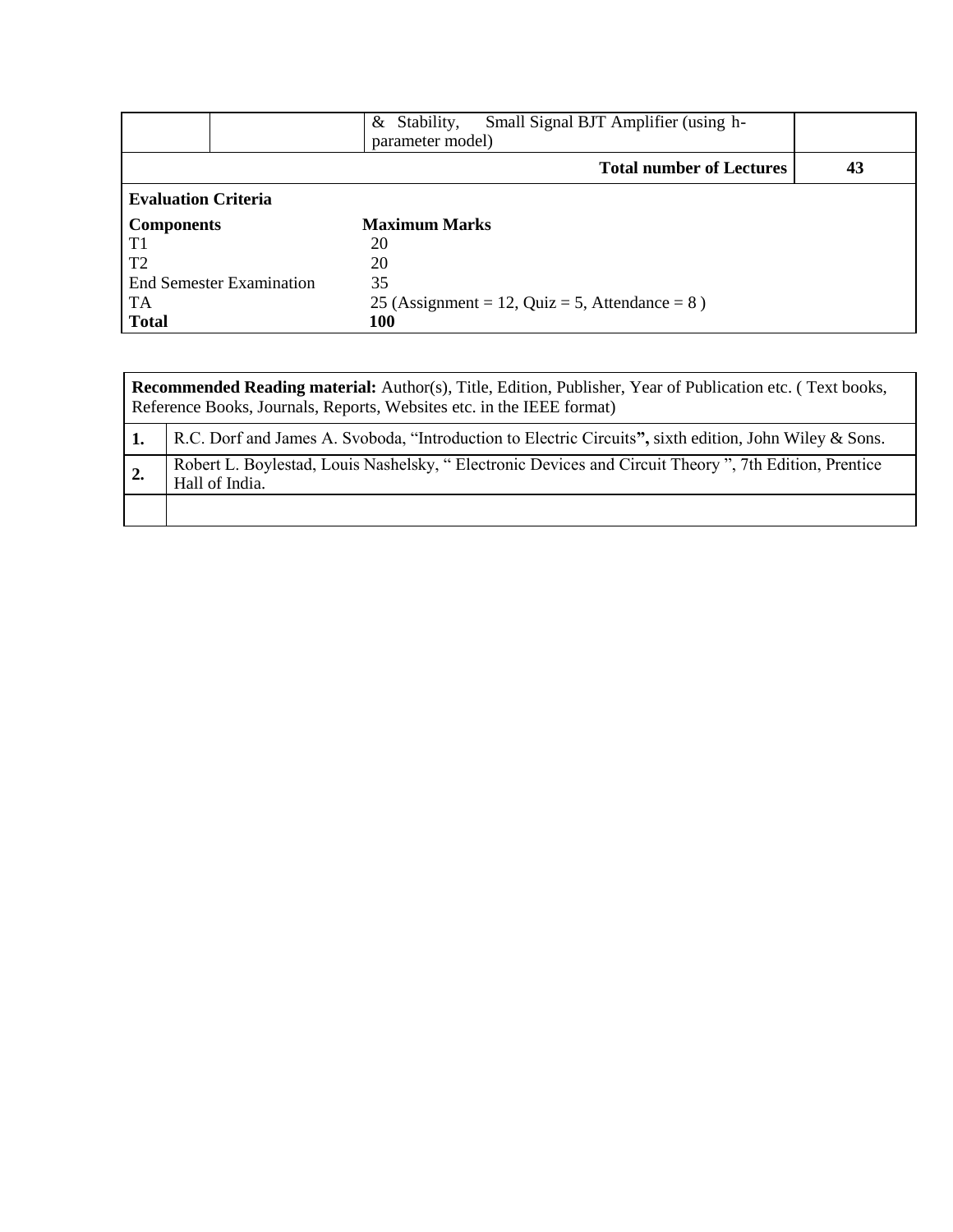| | | & Stability, Small Signal BJT Amplifier (using h-parameter model) | |
|---|---|---|---|
| | | **Total number of Lectures** | **43** |

**Evaluation Criteria**

| **Components** | **Maximum Marks** |
|---|---|
| T1 | 20 |
| T2 | 20 |
| End Semester Examination | 35 |
| TA | 25 (Assignment = 12, Quiz = 5, Attendance = 8 ) |
| **Total** | **100** |

| **Recommended Reading material:** Author(s), Title, Edition, Publisher, Year of Publication etc. ( Text books, Reference Books, Journals, Reports, Websites etc. in the IEEE format) | |
|---|---|
| **1.** | R.C. Dorf and James A. Svoboda, "Introduction to Electric Circuits**",** sixth edition, John Wiley & Sons. |
| **2.** | Robert L. Boylestad, Louis Nashelsky, " Electronic Devices and Circuit Theory ", 7th Edition, Prentice Hall of India. |
| | |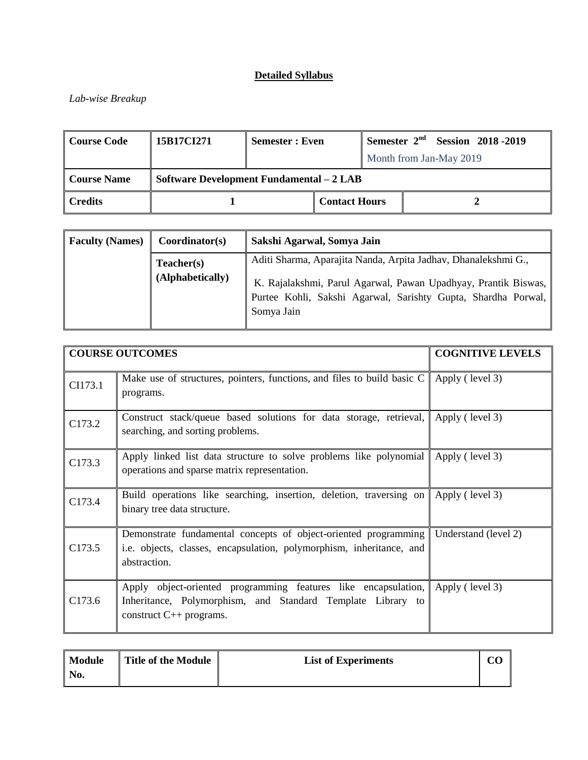**Detailed Syllabus**

*Lab-wise Breakup*

| Course Code | 15B17CI271 | Semester : Even | Semester 2nd Session 2018 -2019<br>Month from Jan-May 2019 |
|---|---|---|---|
| **Course Name** | **Software Development Fundamental – 2 LAB** | | |
| **Credits** | **1** | **Contact Hours** | **2** |

| Faculty (Names) | Coordinator(s) | Sakshi Agarwal, Somya Jain |
|---|---|---|
| | **Teacher(s) (Alphabetically)** | Aditi Sharma, Aparajita Nanda, Arpita Jadhav, Dhanalekshmi G., K. Rajalakshmi, Parul Agarwal, Pawan Upadhyay, Prantik Biswas, Purtee Kohli, Sakshi Agarwal, Sarishty Gupta, Shardha Porwal, Somya Jain |

| COURSE OUTCOMES | | COGNITIVE LEVELS |
|---|---|---|
| CI173.1 | Make use of structures, pointers, functions, and files to build basic C programs. | Apply ( level 3) |
| C173.2 | Construct stack/queue based solutions for data storage, retrieval, searching, and sorting problems. | Apply ( level 3) |
| C173.3 | Apply linked list data structure to solve problems like polynomial operations and sparse matrix representation. | Apply ( level 3) |
| C173.4 | Build operations like searching, insertion, deletion, traversing on binary tree data structure. | Apply ( level 3) |
| C173.5 | Demonstrate fundamental concepts of object-oriented programming i.e. objects, classes, encapsulation, polymorphism, inheritance, and abstraction. | Understand (level 2) |
| C173.6 | Apply object-oriented programming features like encapsulation, Inheritance, Polymorphism, and Standard Template Library to construct C++ programs. | Apply ( level 3) |

| Module No. | Title of the Module | List of Experiments | CO |
|---|---|---|---|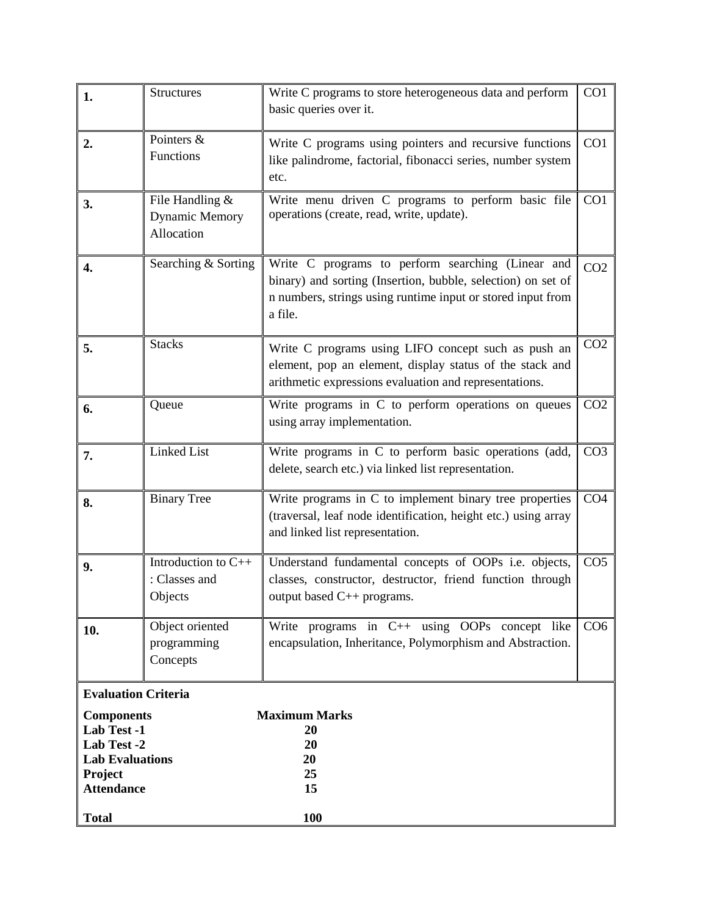| | | | |
|---|---|---|---|
| **1.** | Structures | Write C programs to store heterogeneous data and perform basic queries over it. | CO1 |
| **2.** | Pointers & Functions | Write C programs using pointers and recursive functions like palindrome, factorial, fibonacci series, number system etc. | CO1 |
| **3.** | File Handling & Dynamic Memory Allocation | Write menu driven C programs to perform basic file operations (create, read, write, update). | CO1 |
| **4.** | Searching & Sorting | Write C programs to perform searching (Linear and binary) and sorting (Insertion, bubble, selection) on set of n numbers, strings using runtime input or stored input from a file. | CO2 |
| **5.** | Stacks | Write C programs using LIFO concept such as push an element, pop an element, display status of the stack and arithmetic expressions evaluation and representations. | CO2 |
| **6.** | Queue | Write programs in C to perform operations on queues using array implementation. | CO2 |
| **7.** | Linked List | Write programs in C to perform basic operations (add, delete, search etc.) via linked list representation. | CO3 |
| **8.** | Binary Tree | Write programs in C to implement binary tree properties (traversal, leaf node identification, height etc.) using array and linked list representation. | CO4 |
| **9.** | Introduction to C++ : Classes and Objects | Understand fundamental concepts of OOPs i.e. objects, classes, constructor, destructor, friend function through output based C++ programs. | CO5 |
| **10.** | Object oriented programming Concepts | Write programs in C++ using OOPs concept like encapsulation, Inheritance, Polymorphism and Abstraction. | CO6 |

**Evaluation Criteria**

| **Components** | **Maximum Marks** |
|---|---|
| **Lab Test -1** | **20** |
| **Lab Test -2** | **20** |
| **Lab Evaluations** | **20** |
| **Project** | **25** |
| **Attendance** | **15** |
| **Total** | **100** |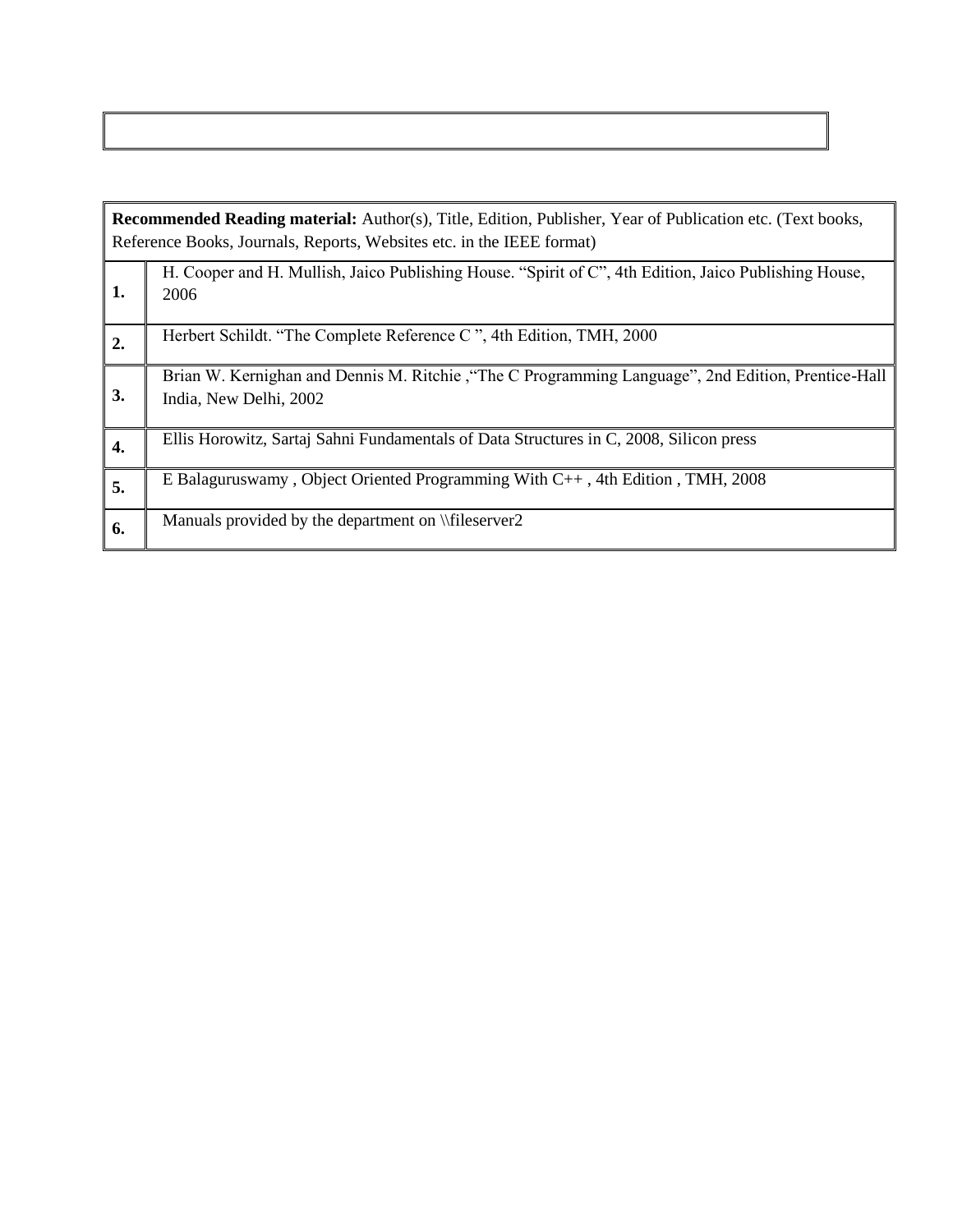| **Recommended Reading material:** Author(s), Title, Edition, Publisher, Year of Publication etc. (Text books, Reference Books, Journals, Reports, Websites etc. in the IEEE format) | |
|---|---|
| **1.** | H. Cooper and H. Mullish, Jaico Publishing House. “Spirit of C”, 4th Edition, Jaico Publishing House, 2006 |
| **2.** | Herbert Schildt. “The Complete Reference C ”, 4th Edition, TMH, 2000 |
| **3.** | Brian W. Kernighan and Dennis M. Ritchie ,“The C Programming Language”, 2nd Edition, Prentice-Hall India, New Delhi, 2002 |
| **4.** | Ellis Horowitz, Sartaj Sahni Fundamentals of Data Structures in C, 2008, Silicon press |
| **5.** | E Balaguruswamy , Object Oriented Programming With C++ , 4th Edition , TMH, 2008 |
| **6.** | Manuals provided by the department on \\fileserver2 |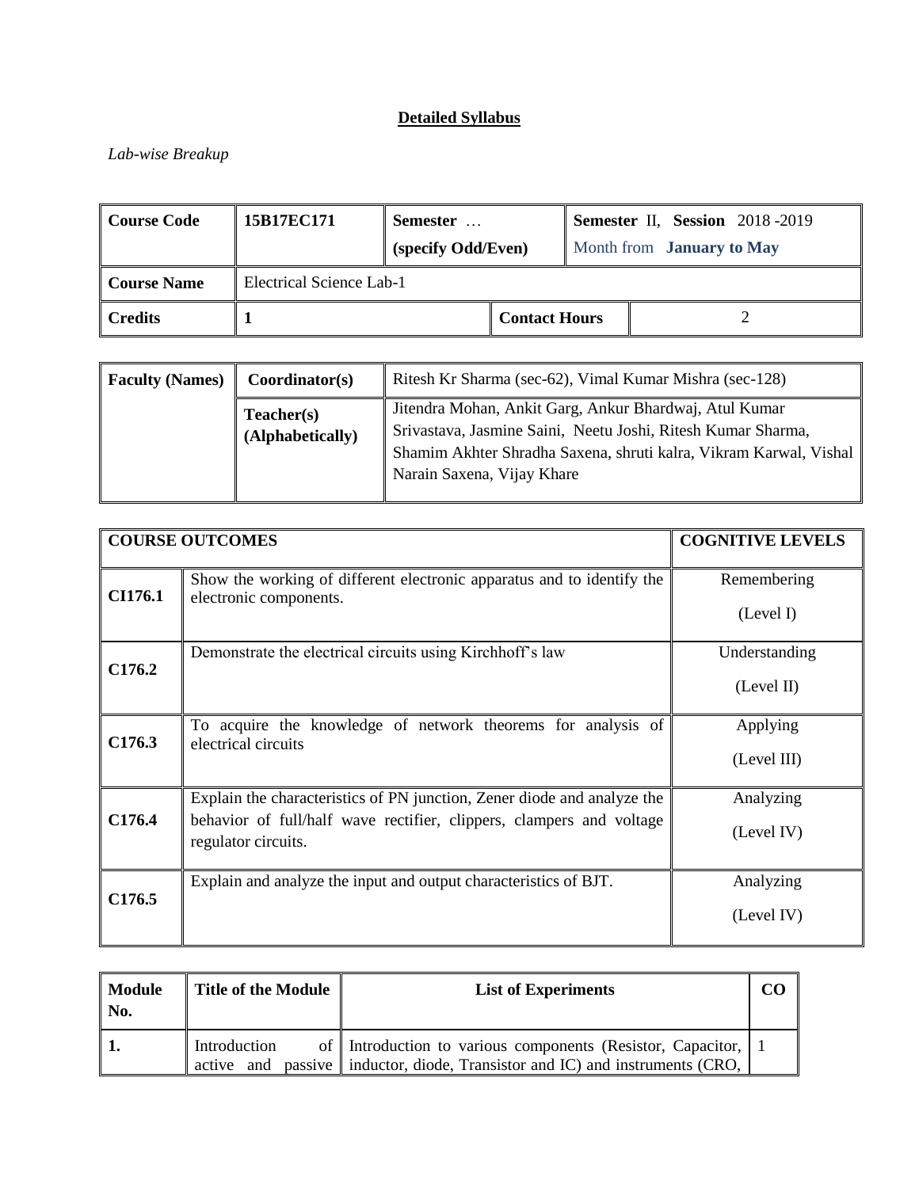# **Detailed Syllabus**

*Lab-wise Breakup*

| Course Code | 15B17EC171 | Semester …<br>(specify Odd/Even) | | Semester II, Session 2018 -2019<br>Month from January to May |
|---|---|---|---|---|
| Course Name | Electrical Science Lab-1 | | | |
| Credits | 1 | Contact Hours | | 2 |

| Faculty (Names) | Coordinator(s) | Ritesh Kr Sharma (sec-62), Vimal Kumar Mishra (sec-128) |
|---|---|---|
| | Teacher(s) (Alphabetically) | Jitendra Mohan, Ankit Garg, Ankur Bhardwaj, Atul Kumar Srivastava, Jasmine Saini, Neetu Joshi, Ritesh Kumar Sharma, Shamim Akhter Shradha Saxena, shruti kalra, Vikram Karwal, Vishal Narain Saxena, Vijay Khare |

| COURSE OUTCOMES | | COGNITIVE LEVELS |
|---|---|---|
| CI176.1 | Show the working of different electronic apparatus and to identify the electronic components. | Remembering (Level I) |
| C176.2 | Demonstrate the electrical circuits using Kirchhoff's law | Understanding (Level II) |
| C176.3 | To acquire the knowledge of network theorems for analysis of electrical circuits | Applying (Level III) |
| C176.4 | Explain the characteristics of PN junction, Zener diode and analyze the behavior of full/half wave rectifier, clippers, clampers and voltage regulator circuits. | Analyzing (Level IV) |
| C176.5 | Explain and analyze the input and output characteristics of BJT. | Analyzing (Level IV) |

| Module No. | Title of the Module | List of Experiments | CO |
|---|---|---|---|
| 1. | Introduction of active and passive | Introduction to various components (Resistor, Capacitor, inductor, diode, Transistor and IC) and instruments (CRO, | 1 |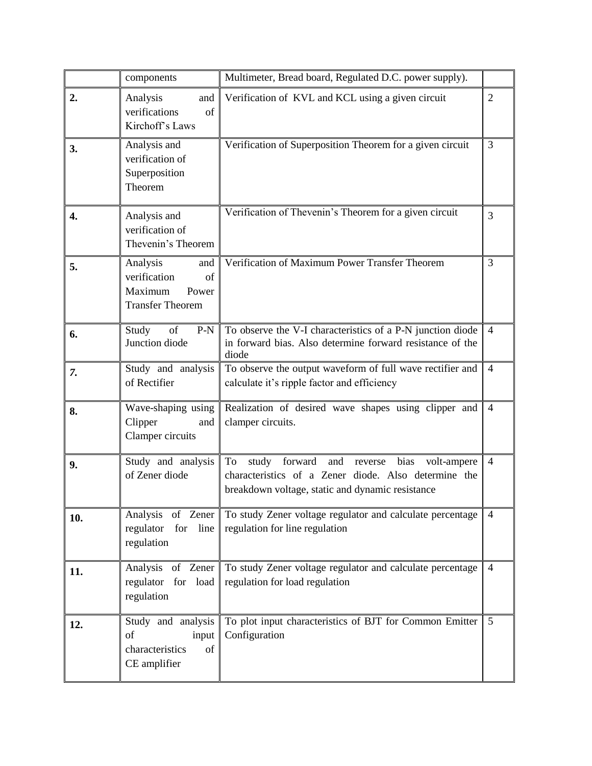| | | | |
|---|---|---|---|
| | components | Multimeter, Bread board, Regulated D.C. power supply). | |
| **2.** | Analysis and verifications of Kirchoff's Laws | Verification of KVL and KCL using a given circuit | 2 |
| **3.** | Analysis and verification of Superposition Theorem | Verification of Superposition Theorem for a given circuit | 3 |
| **4.** | Analysis and verification of Thevenin's Theorem | Verification of Thevenin's Theorem for a given circuit | 3 |
| **5.** | Analysis and verification of Maximum Power Transfer Theorem | Verification of Maximum Power Transfer Theorem | 3 |
| **6.** | Study of P-N Junction diode | To observe the V-I characteristics of a P-N junction diode in forward bias. Also determine forward resistance of the diode | 4 |
| ***7.*** | Study and analysis of Rectifier | To observe the output waveform of full wave rectifier and calculate it's ripple factor and efficiency | 4 |
| **8.** | Wave-shaping using Clipper and Clamper circuits | Realization of desired wave shapes using clipper and clamper circuits. | 4 |
| **9.** | Study and analysis of Zener diode | To study forward and reverse bias volt-ampere characteristics of a Zener diode. Also determine the breakdown voltage, static and dynamic resistance | 4 |
| **10.** | Analysis of Zener regulator for line regulation | To study Zener voltage regulator and calculate percentage regulation for line regulation | 4 |
| **11.** | Analysis of Zener regulator for load regulation | To study Zener voltage regulator and calculate percentage regulation for load regulation | 4 |
| **12.** | Study and analysis of input characteristics of CE amplifier | To plot input characteristics of BJT for Common Emitter Configuration | 5 |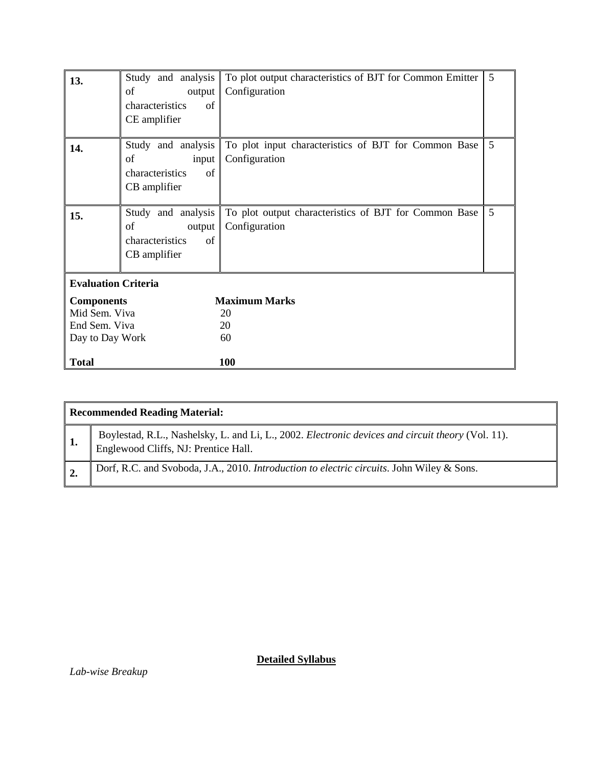| | | | |
|---|---|---|---|
| **13.** | Study and analysis of output characteristics of CE amplifier | To plot output characteristics of BJT for Common Emitter Configuration | 5 |
| **14.** | Study and analysis of input characteristics of CB amplifier | To plot input characteristics of BJT for Common Base Configuration | 5 |
| **15.** | Study and analysis of output characteristics of CB amplifier | To plot output characteristics of BJT for Common Base Configuration | 5 |

**Evaluation Criteria**

| **Components** | **Maximum Marks** |
|---|---|
| Mid Sem. Viva | 20 |
| End Sem. Viva | 20 |
| Day to Day Work | 60 |
| **Total** | **100** |

| **Recommended Reading Material:** | |
|---|---|
| **1.** | Boylestad, R.L., Nashelsky, L. and Li, L., 2002. *Electronic devices and circuit theory* (Vol. 11). Englewood Cliffs, NJ: Prentice Hall. |
| **2.** | Dorf, R.C. and Svoboda, J.A., 2010. *Introduction to electric circuits*. John Wiley & Sons. |

**Detailed Syllabus**

*Lab-wise Breakup*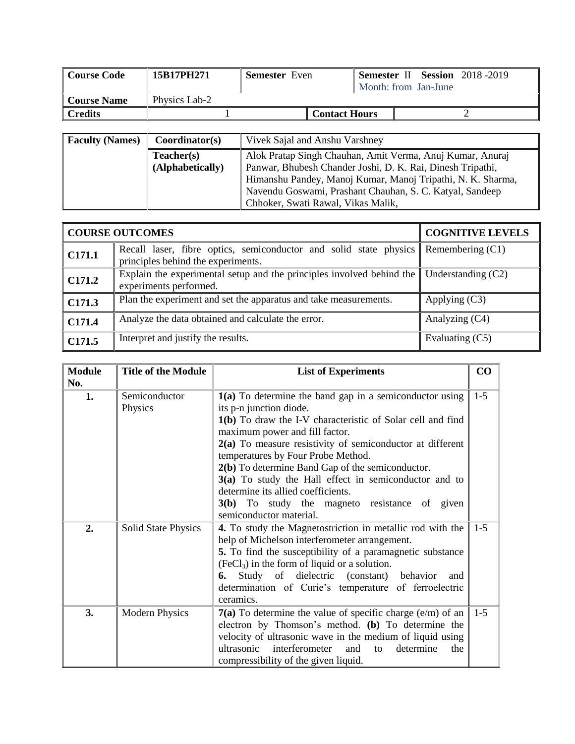| **Course Code** | **15B17PH271** | **Semester** Even | | **Semester** II **Session** 2018 -2019 Month: from Jan-June |
|---|---|---|---|---|
| **Course Name** | Physics Lab-2 | | | |
| **Credits** | 1 | | **Contact Hours** | 2 |

| **Faculty (Names)** | **Coordinator(s)** | Vivek Sajal and Anshu Varshney |
|---|---|---|
| | **Teacher(s) (Alphabetically)** | Alok Pratap Singh Chauhan, Amit Verma, Anuj Kumar, Anuraj Panwar, Bhubesh Chander Joshi, D. K. Rai, Dinesh Tripathi, Himanshu Pandey, Manoj Kumar, Manoj Tripathi, N. K. Sharma, Navendu Goswami, Prashant Chauhan, S. C. Katyal, Sandeep Chhoker, Swati Rawal, Vikas Malik, |

| **COURSE OUTCOMES** | | **COGNITIVE LEVELS** |
|---|---|---|
| **C171.1** | Recall laser, fibre optics, semiconductor and solid state physics principles behind the experiments. | Remembering (C1) |
| **C171.2** | Explain the experimental setup and the principles involved behind the experiments performed. | Understanding (C2) |
| **C171.3** | Plan the experiment and set the apparatus and take measurements. | Applying (C3) |
| **C171.4** | Analyze the data obtained and calculate the error. | Analyzing (C4) |
| **C171.5** | Interpret and justify the results. | Evaluating (C5) |

| **Module No.** | **Title of the Module** | **List of Experiments** | **CO** |
|---|---|---|---|
| **1.** | Semiconductor Physics | **1(a)** To determine the band gap in a semiconductor using its p-n junction diode. **1(b)** To draw the I-V characteristic of Solar cell and find maximum power and fill factor. **2(a)** To measure resistivity of semiconductor at different temperatures by Four Probe Method. **2(b)** To determine Band Gap of the semiconductor. **3(a)** To study the Hall effect in semiconductor and to determine its allied coefficients. **3(b)** To study the magneto resistance of given semiconductor material. | 1-5 |
| **2.** | Solid State Physics | **4.** To study the Magnetostriction in metallic rod with the help of Michelson interferometer arrangement. **5.** To find the susceptibility of a paramagnetic substance ($FeCl_3$) in the form of liquid or a solution. **6.** Study of dielectric (constant) behavior and determination of Curie's temperature of ferroelectric ceramics. | 1-5 |
| **3.** | Modern Physics | **7(a)** To determine the value of specific charge (e/m) of an electron by Thomson's method. **(b)** To determine the velocity of ultrasonic wave in the medium of liquid using ultrasonic interferometer and to determine the compressibility of the given liquid. | 1-5 |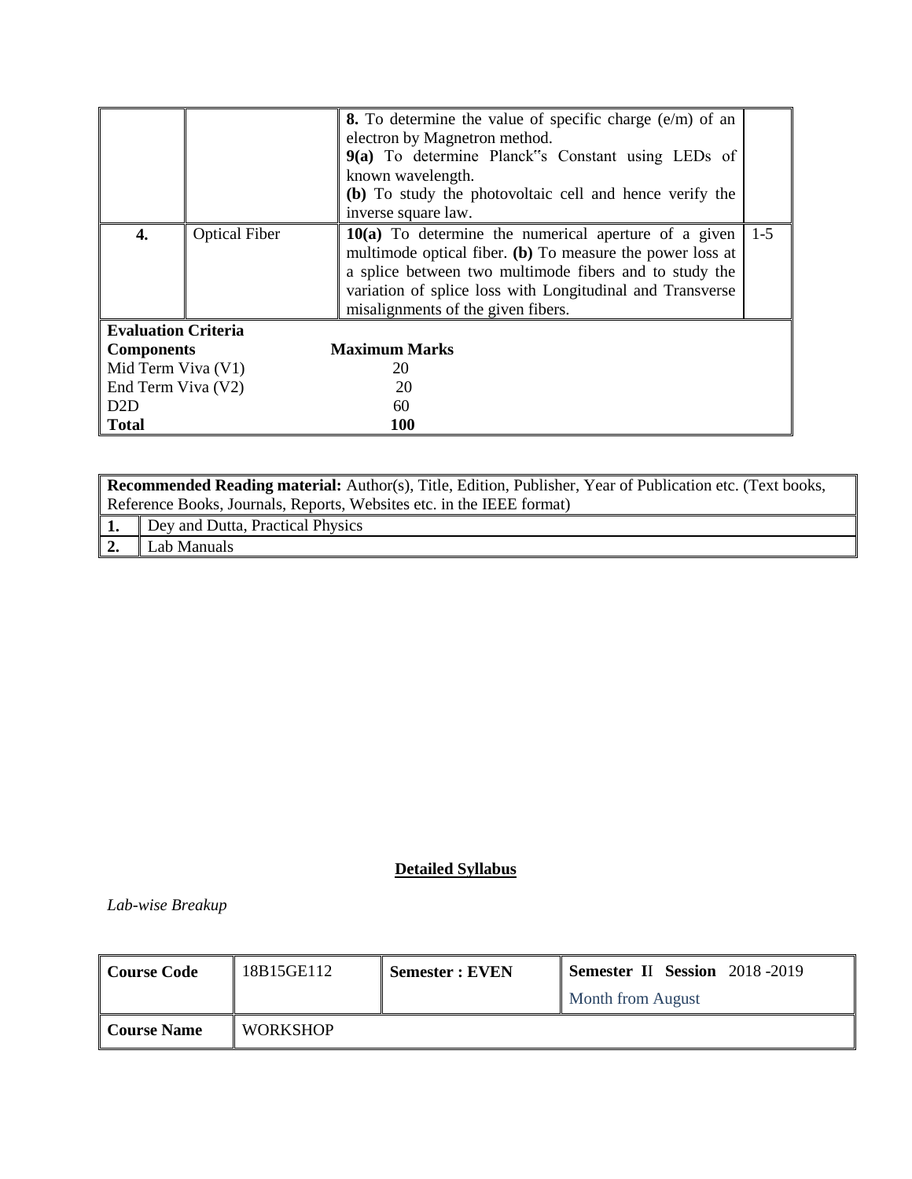| | | | |
|---|---|---|---|
| | | **8.** To determine the value of specific charge (e/m) of an electron by Magnetron method.<br>**9(a)** To determine Planck"s Constant using LEDs of known wavelength.<br>**(b)** To study the photovoltaic cell and hence verify the inverse square law. | |
| **4.** | Optical Fiber | **10(a)** To determine the numerical aperture of a given multimode optical fiber. **(b)** To measure the power loss at a splice between two multimode fibers and to study the variation of splice loss with Longitudinal and Transverse misalignments of the given fibers. | 1-5 |

**Evaluation Criteria**

| **Components** | **Maximum Marks** |
|---|---|
| Mid Term Viva (V1) | 20 |
| End Term Viva (V2) | 20 |
| D2D | 60 |
| **Total** | **100** |

| **Recommended Reading material:** Author(s), Title, Edition, Publisher, Year of Publication etc. (Text books, Reference Books, Journals, Reports, Websites etc. in the IEEE format) | |
|---|---|
| **1.** | Dey and Dutta, Practical Physics |
| **2.** | Lab Manuals |

## Detailed Syllabus

*Lab-wise Breakup*

| **Course Code** | 18B15GE112 | **Semester : EVEN** | **Semester II Session** 2018 -2019<br>Month from August |
|---|---|---|---|
| **Course Name** | WORKSHOP | | |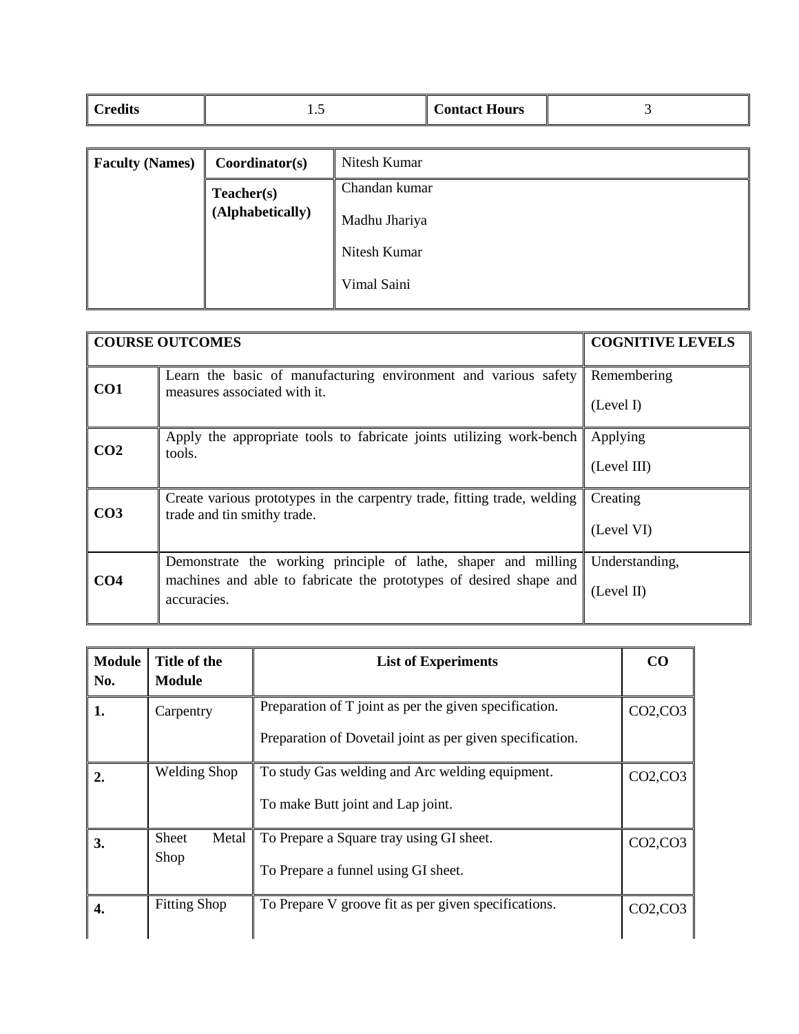| **Credits** | 1.5 | **Contact Hours** | 3 |
|---|---|---|---|

| **Faculty (Names)** | **Coordinator(s)** | Nitesh Kumar |
|---|---|---|
| | **Teacher(s) (Alphabetically)** | Chandan kumar<br>Madhu Jhariya<br>Nitesh Kumar<br>Vimal Saini |

| **COURSE OUTCOMES** | | **COGNITIVE LEVELS** |
|---|---|---|
| **CO1** | Learn the basic of manufacturing environment and various safety measures associated with it. | Remembering (Level I) |
| **CO2** | Apply the appropriate tools to fabricate joints utilizing work-bench tools. | Applying (Level III) |
| **CO3** | Create various prototypes in the carpentry trade, fitting trade, welding trade and tin smithy trade. | Creating (Level VI) |
| **CO4** | Demonstrate the working principle of lathe, shaper and milling machines and able to fabricate the prototypes of desired shape and accuracies. | Understanding, (Level II) |

| **Module No.** | **Title of the Module** | **List of Experiments** | **CO** |
|---|---|---|---|
| **1.** | Carpentry | Preparation of T joint as per the given specification.<br>Preparation of Dovetail joint as per given specification. | CO2,CO3 |
| **2.** | Welding Shop | To study Gas welding and Arc welding equipment.<br>To make Butt joint and Lap joint. | CO2,CO3 |
| **3.** | Sheet Metal Shop | To Prepare a Square tray using GI sheet.<br>To Prepare a funnel using GI sheet. | CO2,CO3 |
| **4.** | Fitting Shop | To Prepare V groove fit as per given specifications. | CO2,CO3 |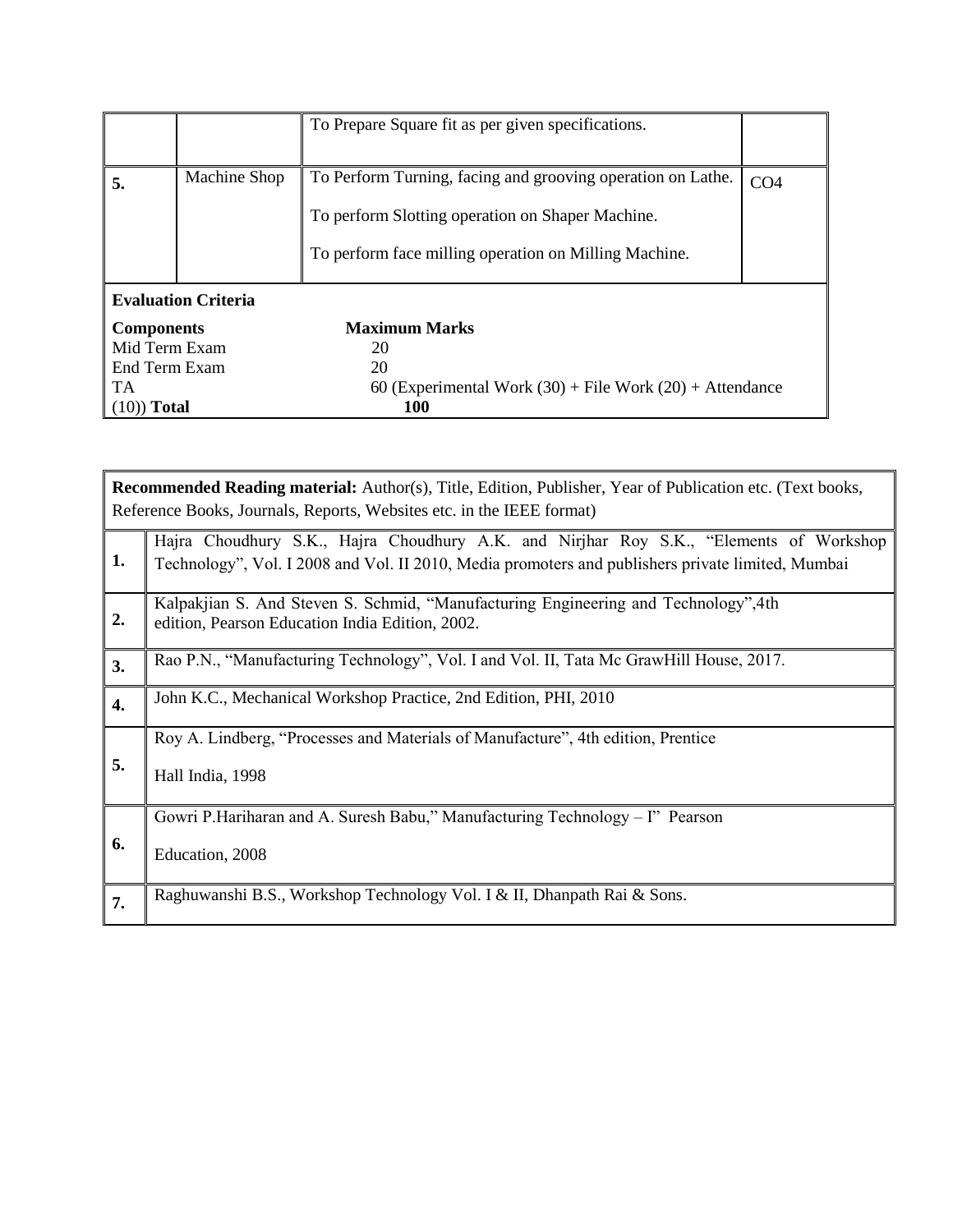| | | | |
|---|---|---|---|
| | | To Prepare Square fit as per given specifications. | |
| **5.** | Machine Shop | To Perform Turning, facing and grooving operation on Lathe.<br><br>To perform Slotting operation on Shaper Machine.<br><br>To perform face milling operation on Milling Machine. | CO4 |

**Evaluation Criteria**

| **Components** | **Maximum Marks** |
|---|---|
| Mid Term Exam | 20 |
| End Term Exam | 20 |
| TA | 60 (Experimental Work (30) + File Work (20) + Attendance (10)) |
| **Total** | **100** |

| **Recommended Reading material:** Author(s), Title, Edition, Publisher, Year of Publication etc. (Text books, Reference Books, Journals, Reports, Websites etc. in the IEEE format) | |
|---|---|
| **1.** | Hajra Choudhury S.K., Hajra Choudhury A.K. and Nirjhar Roy S.K., "Elements of Workshop Technology", Vol. I 2008 and Vol. II 2010, Media promoters and publishers private limited, Mumbai |
| **2.** | Kalpakjian S. And Steven S. Schmid, "Manufacturing Engineering and Technology",4th edition, Pearson Education India Edition, 2002. |
| **3.** | Rao P.N., "Manufacturing Technology", Vol. I and Vol. II, Tata Mc GrawHill House, 2017. |
| **4.** | John K.C., Mechanical Workshop Practice, 2nd Edition, PHI, 2010 |
| **5.** | Roy A. Lindberg, "Processes and Materials of Manufacture", 4th edition, Prentice Hall India, 1998 |
| **6.** | Gowri P.Hariharan and A. Suresh Babu," Manufacturing Technology – I" Pearson Education, 2008 |
| **7.** | Raghuwanshi B.S., Workshop Technology Vol. I & II, Dhanpath Rai & Sons. |